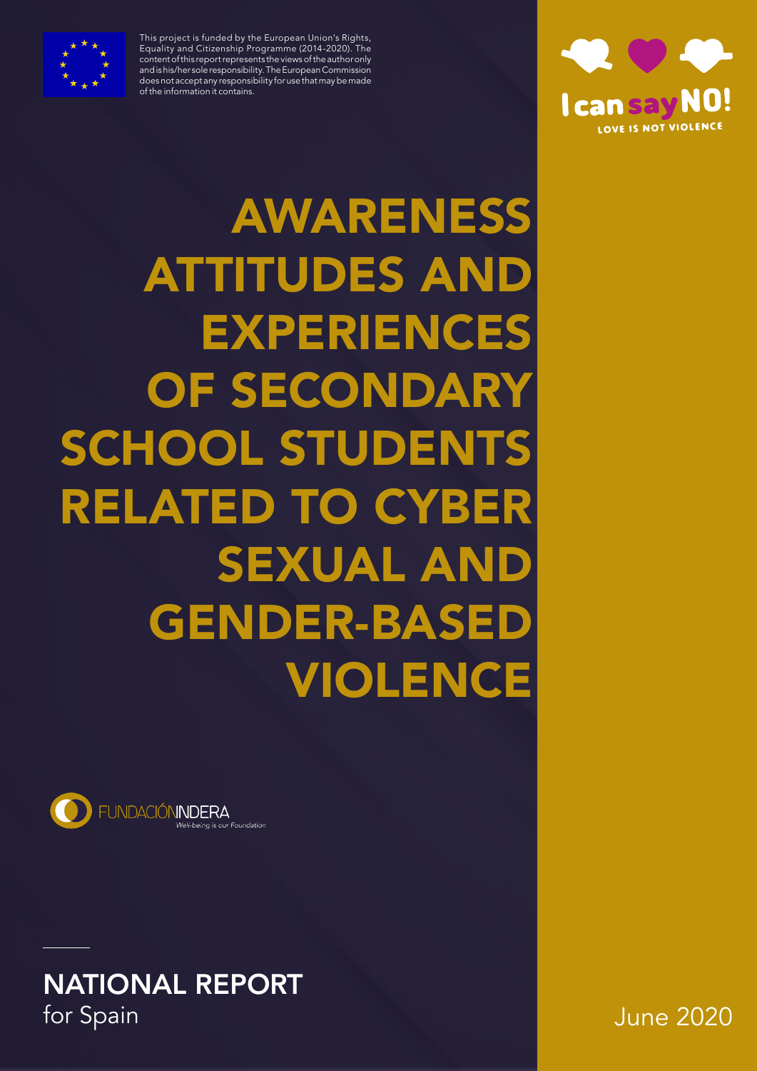This project is funded by the European Union's Rights, Equality and Citizenship Programme (2014-2020). The content of this report represents the views of the author only and is his/her sole responsibility. The European Commission does not accept any responsibility for use that may be made of the information it contains.

I can say NO!
LOVE IS NOT VIOLENCE

# AWARENESS ATTITUDES AND EXPERIENCES OF SECONDARY SCHOOL STUDENTS RELATED TO CYBER SEXUAL AND GENDER-BASED VIOLENCE

FUNDACIÓN INDERA
*Well-being is our Foundation*

## NATIONAL REPORT
for Spain

June 2020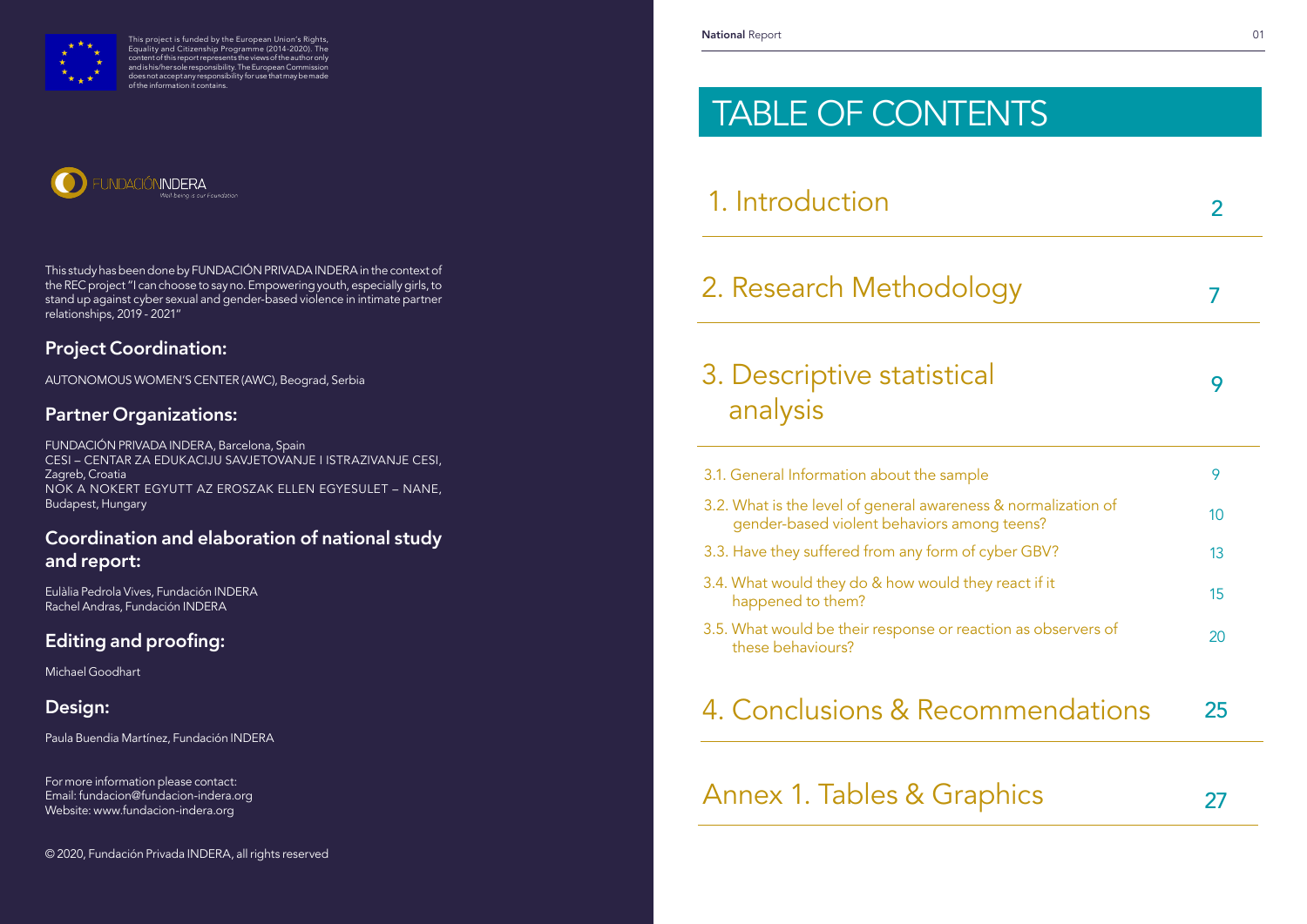This project is funded by the European Union's Rights, Equality and Citizenship Programme (2014-2020). The content of this report represents the views of the author only and is his/her sole responsibility. The European Commission does not accept any responsibility for use that may be made of the information it contains.

FUNDACIÓNINDERA
Well-being is our Foundation

This study has been done by FUNDACIÓN PRIVADA INDERA in the context of the REC project "I can choose to say no. Empowering youth, especially girls, to stand up against cyber sexual and gender-based violence in intimate partner relationships, 2019 - 2021"

## Project Coordination:

AUTONOMOUS WOMEN'S CENTER (AWC), Beograd, Serbia

## Partner Organizations:

FUNDACIÓN PRIVADA INDERA, Barcelona, Spain
CESI – CENTAR ZA EDUKACIJU SAVJETOVANJE I ISTRAZIVANJE CESI, Zagreb, Croatia
NOK A NOKERT EGYUTT AZ EROSZAK ELLEN EGYESULET – NANE, Budapest, Hungary

## Coordination and elaboration of national study and report:

Eulàlia Pedrola Vives, Fundación INDERA
Rachel Andras, Fundación INDERA

## Editing and proofing:

Michael Goodhart

## Design:

Paula Buendia Martínez, Fundación INDERA

For more information please contact:
Email: fundacion@fundacion-indera.org
Website: www.fundacion-indera.org

© 2020, Fundación Privada INDERA, all rights reserved

# TABLE OF CONTENTS

| | |
|---|---|
| 1. Introduction | 2 |
| 2. Research Methodology | 7 |
| 3. Descriptive statistical analysis | 9 |
| 3.1. General Information about the sample | 9 |
| 3.2. What is the level of general awareness & normalization of gender-based violent behaviors among teens? | 10 |
| 3.3. Have they suffered from any form of cyber GBV? | 13 |
| 3.4. What would they do & how would they react if it happened to them? | 15 |
| 3.5. What would be their response or reaction as observers of these behaviours? | 20 |
| 4. Conclusions & Recommendations | 25 |
| Annex 1. Tables & Graphics | 27 |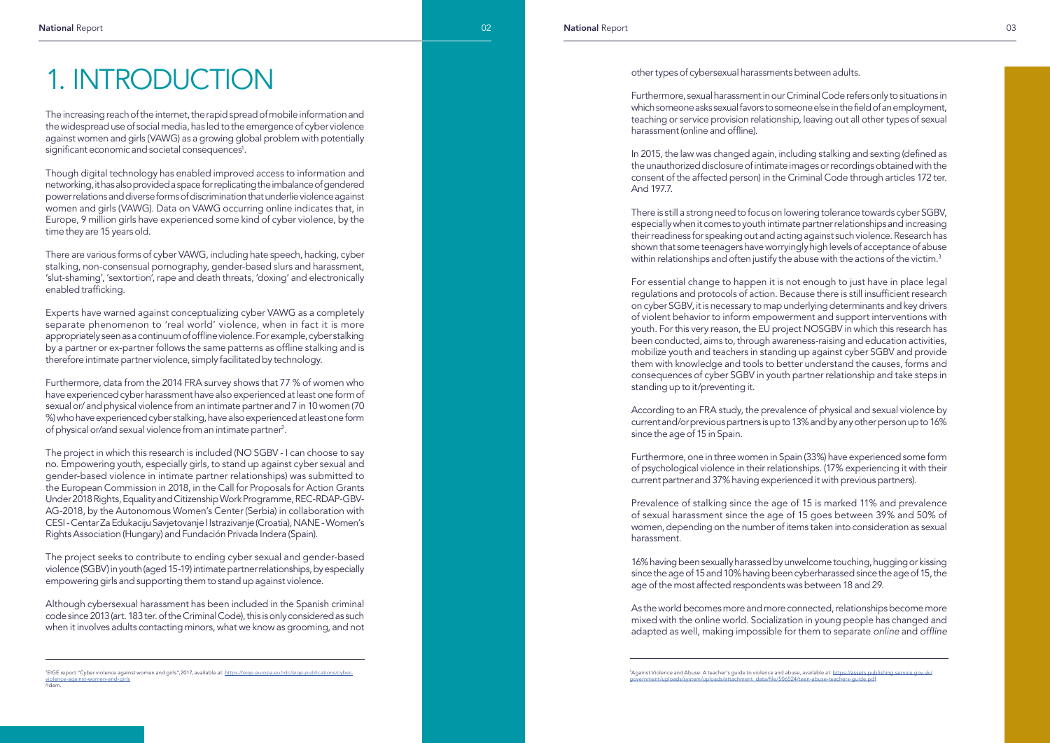# 1. INTRODUCTION

The increasing reach of the internet, the rapid spread of mobile information and the widespread use of social media, has led to the emergence of cyber violence against women and girls (VAWG) as a growing global problem with potentially significant economic and societal consequences[1].

Though digital technology has enabled improved access to information and networking, it has also provided a space for replicating the imbalance of gendered power relations and diverse forms of discrimination that underlie violence against women and girls (VAWG). Data on VAWG occurring online indicates that, in Europe, 9 million girls have experienced some kind of cyber violence, by the time they are 15 years old.

There are various forms of cyber VAWG, including hate speech, hacking, cyber stalking, non-consensual pornography, gender-based slurs and harassment, 'slut-shaming', 'sextortion', rape and death threats, 'doxing' and electronically enabled trafficking.

Experts have warned against conceptualizing cyber VAWG as a completely separate phenomenon to 'real world' violence, when in fact it is more appropriately seen as a continuum of offline violence. For example, cyber stalking by a partner or ex-partner follows the same patterns as offline stalking and is therefore intimate partner violence, simply facilitated by technology.

Furthermore, data from the 2014 FRA survey shows that 77 % of women who have experienced cyber harassment have also experienced at least one form of sexual or/ and physical violence from an intimate partner and 7 in 10 women (70 %) who have experienced cyber stalking, have also experienced at least one form of physical or/and sexual violence from an intimate partner[2].

The project in which this research is included (NO SGBV - I can choose to say no. Empowering youth, especially girls, to stand up against cyber sexual and gender-based violence in intimate partner relationships) was submitted to the European Commission in 2018, in the Call for Proposals for Action Grants Under 2018 Rights, Equality and Citizenship Work Programme, REC-RDAP-GBV-AG-2018, by the Autonomous Women's Center (Serbia) in collaboration with CESI - Centar Za Edukaciju Savjetovanje I Istrazivanje (Croatia), NANE - Women's Rights Association (Hungary) and Fundación Privada Indera (Spain).

The project seeks to contribute to ending cyber sexual and gender-based violence (SGBV) in youth (aged 15-19) intimate partner relationships, by especially empowering girls and supporting them to stand up against violence.

Although cybersexual harassment has been included in the Spanish criminal code since 2013 (art. 183 ter. of the Criminal Code), this is only considered as such when it involves adults contacting minors, what we know as grooming, and not other types of cybersexual harassments between adults.

Furthermore, sexual harassment in our Criminal Code refers only to situations in which someone asks sexual favors to someone else in the field of an employment, teaching or service provision relationship, leaving out all other types of sexual harassment (online and offline).

In 2015, the law was changed again, including stalking and sexting (defined as the unauthorized disclosure of intimate images or recordings obtained with the consent of the affected person) in the Criminal Code through articles 172 ter. And 197.7.

There is still a strong need to focus on lowering tolerance towards cyber SGBV, especially when it comes to youth intimate partner relationships and increasing their readiness for speaking out and acting against such violence. Research has shown that some teenagers have worryingly high levels of acceptance of abuse within relationships and often justify the abuse with the actions of the victim.[3]

For essential change to happen it is not enough to just have in place legal regulations and protocols of action. Because there is still insufficient research on cyber SGBV, it is necessary to map underlying determinants and key drivers of violent behavior to inform empowerment and support interventions with youth. For this very reason, the EU project NOSGBV in which this research has been conducted, aims to, through awareness-raising and education activities, mobilize youth and teachers in standing up against cyber SGBV and provide them with knowledge and tools to better understand the causes, forms and consequences of cyber SGBV in youth partner relationship and take steps in standing up to it/preventing it.

According to an FRA study, the prevalence of physical and sexual violence by current and/or previous partners is up to 13% and by any other person up to 16% since the age of 15 in Spain.

Furthermore, one in three women in Spain (33%) have experienced some form of psychological violence in their relationships. (17% experiencing it with their current partner and 37% having experienced it with previous partners).

Prevalence of stalking since the age of 15 is marked 11% and prevalence of sexual harassment since the age of 15 goes between 39% and 50% of women, depending on the number of items taken into consideration as sexual harassment.

16% having been sexually harassed by unwelcome touching, hugging or kissing since the age of 15 and 10% having been cyberharassed since the age of 15, the age of the most affected respondents was between 18 and 29.

As the world becomes more and more connected, relationships become more mixed with the online world. Socialization in young people has changed and adapted as well, making impossible for them to separate *online* and *offline*

---

[1] EIGE report "Cyber violence against women and girls", 2017, available at: https://eige.europa.eu/rdc/eige-publications/cyber-violence-against-women-and-girls

[2] Idem.

[3] Against Violence and Abuse: A teacher's guide to violence and abuse, available at: https://assets.publishing.service.gov.uk/government/uploads/system/uploads/attachment_data/file/506524/teen-abuse-teachers-guide.pdf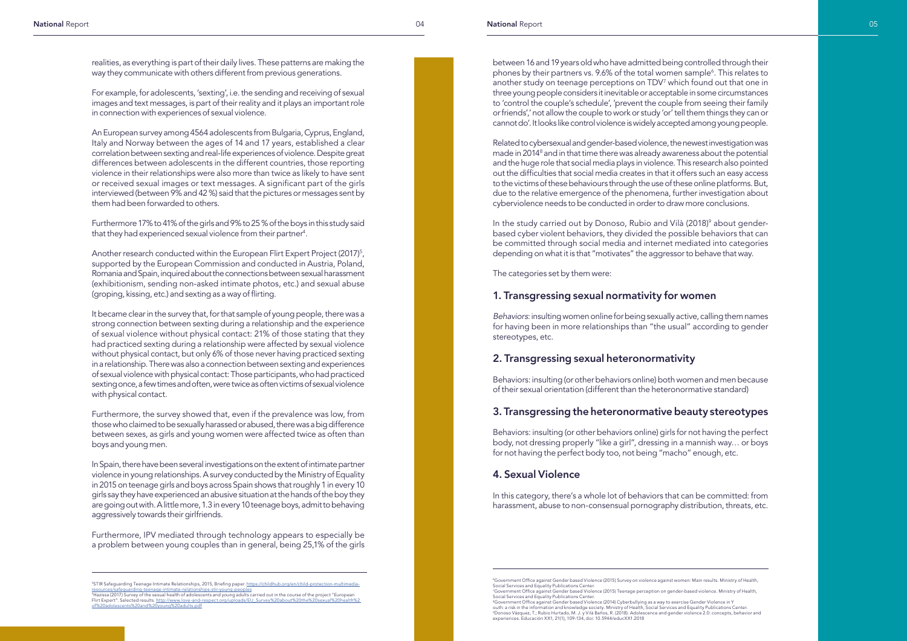realities, as everything is part of their daily lives. These patterns are making the way they communicate with others different from previous generations.

For example, for adolescents, 'sexting', i.e. the sending and receiving of sexual images and text messages, is part of their reality and it plays an important role in connection with experiences of sexual violence.

An European survey among 4564 adolescents from Bulgaria, Cyprus, England, Italy and Norway between the ages of 14 and 17 years, established a clear correlation between sexting and real-life experiences of violence. Despite great differences between adolescents in the different countries, those reporting violence in their relationships were also more than twice as likely to have sent or received sexual images or text messages. A significant part of the girls interviewed (between 9% and 42 %) said that the pictures or messages sent by them had been forwarded to others.

Furthermore 17% to 41% of the girls and 9% to 25 % of the boys in this study said that they had experienced sexual violence from their partner[4].

Another research conducted within the European Flirt Expert Project (2017)[5], supported by the European Commission and conducted in Austria, Poland, Romania and Spain, inquired about the connections between sexual harassment (exhibitionism, sending non-asked intimate photos, etc.) and sexual abuse (groping, kissing, etc.) and sexting as a way of flirting.

It became clear in the survey that, for that sample of young people, there was a strong connection between sexting during a relationship and the experience of sexual violence without physical contact: 21% of those stating that they had practiced sexting during a relationship were affected by sexual violence without physical contact, but only 6% of those never having practiced sexting in a relationship. There was also a connection between sexting and experiences of sexual violence with physical contact: Those participants, who had practiced sexting once, a few times and often, were twice as often victims of sexual violence with physical contact.

Furthermore, the survey showed that, even if the prevalence was low, from those who claimed to be sexually harassed or abused, there was a big difference between sexes, as girls and young women were affected twice as often than boys and young men.

In Spain, there have been several investigations on the extent of intimate partner violence in young relationships. A survey conducted by the Ministry of Equality in 2015 on teenage girls and boys across Spain shows that roughly 1 in every 10 girls say they have experienced an abusive situation at the hands of the boy they are going out with. A little more, 1.3 in every 10 teenage boys, admit to behaving aggressively towards their girlfriends.

Furthermore, IPV mediated through technology appears to especially be a problem between young couples than in general, being 25,1% of the girls between 16 and 19 years old who have admitted being controlled through their phones by their partners vs. 9.6% of the total women sample[6]. This relates to another study on teenage perceptions on TDV[7] which found out that one in three young people considers it inevitable or acceptable in some circumstances to 'control the couple's schedule', 'prevent the couple from seeing their family or friends',' not allow the couple to work or study 'or' tell them things they can or cannot do'. It looks like control violence is widely accepted among young people.

Related to cybersexual and gender-based violence, the newest investigation was made in 2014[8] and in that time there was already awareness about the potential and the huge role that social media plays in violence. This research also pointed out the difficulties that social media creates in that it offers such an easy access to the victims of these behaviours through the use of these online platforms. But, due to the relative emergence of the phenomena, further investigation about cyberviolence needs to be conducted in order to draw more conclusions.

In the study carried out by Donoso, Rubio and Vilà (2018)[9] about gender-based cyber violent behaviors, they divided the possible behaviors that can be committed through social media and internet mediated into categories depending on what it is that "motivates" the aggressor to behave that way.

The categories set by them were:

## 1. Transgressing sexual normativity for women

*Behaviors*: insulting women online for being sexually active, calling them names for having been in more relationships than "the usual" according to gender stereotypes, etc.

## 2. Transgressing sexual heteronormativity

Behaviors: insulting (or other behaviors online) both women and men because of their sexual orientation (different than the heteronormative standard)

## 3. Transgressing the heteronormative beauty stereotypes

Behaviors: insulting (or other behaviors online) girls for not having the perfect body, not dressing properly "like a girl", dressing in a mannish way… or boys for not having the perfect body too, not being "macho" enough, etc.

## 4. Sexual Violence

In this category, there's a whole lot of behaviors that can be committed: from harassment, abuse to non-consensual pornography distribution, threats, etc.

---

[4] STIR Safeguarding Teenage Intimate Relationships, 2015, Briefing paper. https://childhub.org/en/child-protection-multimedia-resources/safeguarding-teenage-intimate-relationships-stir-young-peoples

[5] Hazissa (2017) Survey of the sexual health of adolescents and young adults carried out in the course of the project "European Flirt Expert". Selected results. http://www.love-and-respect.org/uploads/EU_Survey%20about%20the%20sexual%20health%20of%20adolescents%20and%20young%20adults.pdf

[6] Government Office against Gender based Violence (2015) Survey on violence against women: Main results. Ministry of Health, Social Services and Equality Publications Center.

[7] Government Office against Gender based Violence (2015) Teenage perception on gender-based violence. Ministry of Health, Social Services and Equality Publications Center.

[8] Government Office against Gender based Violence (2014) Cyberbullying as a way to exercise Gender Violence in Y outh: a risk in the information and knowledge society. Ministry of Health, Social Services and Equality Publications Center.

[9] Donoso Vázquez, T.; Rubio Hurtado, M. J. y Vilà Baños, R. (2018). Adolescence and gender violence 2.0: concepts, behavior and experiences. Educación XX1, 21(1), 109-134, doi: 10.5944/educXX1.2018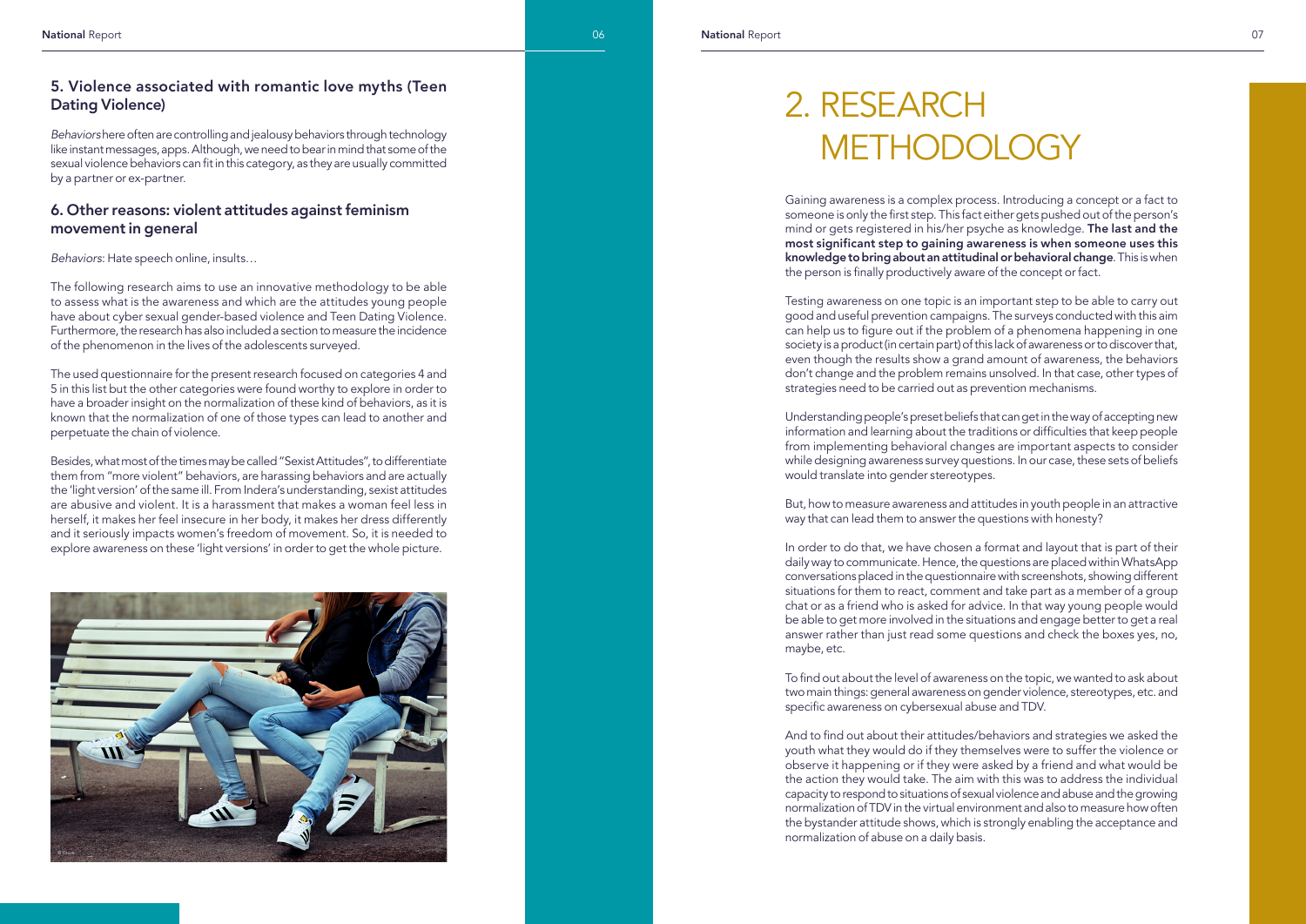### 5. Violence associated with romantic love myths (Teen Dating Violence)

*Behaviors* here often are controlling and jealousy behaviors through technology like instant messages, apps. Although, we need to bear in mind that some of the sexual violence behaviors can fit in this category, as they are usually committed by a partner or ex-partner.

### 6. Other reasons: violent attitudes against feminism movement in general

*Behaviors*: Hate speech online, insults…

The following research aims to use an innovative methodology to be able to assess what is the awareness and which are the attitudes young people have about cyber sexual gender-based violence and Teen Dating Violence. Furthermore, the research has also included a section to measure the incidence of the phenomenon in the lives of the adolescents surveyed.

The used questionnaire for the present research focused on categories 4 and 5 in this list but the other categories were found worthy to explore in order to have a broader insight on the normalization of these kind of behaviors, as it is known that the normalization of one of those types can lead to another and perpetuate the chain of violence.

Besides, what most of the times may be called "Sexist Attitudes", to differentiate them from "more violent" behaviors, are harassing behaviors and are actually the 'light version' of the same ill. From Indera's understanding, sexist attitudes are abusive and violent. It is a harassment that makes a woman feel less in herself, it makes her feel insecure in her body, it makes her dress differently and it seriously impacts women's freedom of movement. So, it is needed to explore awareness on these 'light versions' in order to get the whole picture.

# 2. RESEARCH METHODOLOGY

Gaining awareness is a complex process. Introducing a concept or a fact to someone is only the first step. This fact either gets pushed out of the person's mind or gets registered in his/her psyche as knowledge. **The last and the most significant step to gaining awareness is when someone uses this knowledge to bring about an attitudinal or behavioral change**. This is when the person is finally productively aware of the concept or fact.

Testing awareness on one topic is an important step to be able to carry out good and useful prevention campaigns. The surveys conducted with this aim can help us to figure out if the problem of a phenomena happening in one society is a product (in certain part) of this lack of awareness or to discover that, even though the results show a grand amount of awareness, the behaviors don't change and the problem remains unsolved. In that case, other types of strategies need to be carried out as prevention mechanisms.

Understanding people's preset beliefs that can get in the way of accepting new information and learning about the traditions or difficulties that keep people from implementing behavioral changes are important aspects to consider while designing awareness survey questions. In our case, these sets of beliefs would translate into gender stereotypes.

But, how to measure awareness and attitudes in youth people in an attractive way that can lead them to answer the questions with honesty?

In order to do that, we have chosen a format and layout that is part of their daily way to communicate. Hence, the questions are placed within WhatsApp conversations placed in the questionnaire with screenshots, showing different situations for them to react, comment and take part as a member of a group chat or as a friend who is asked for advice. In that way young people would be able to get more involved in the situations and engage better to get a real answer rather than just read some questions and check the boxes yes, no, maybe, etc.

To find out about the level of awareness on the topic, we wanted to ask about two main things: general awareness on gender violence, stereotypes, etc. and specific awareness on cybersexual abuse and TDV.

And to find out about their attitudes/behaviors and strategies we asked the youth what they would do if they themselves were to suffer the violence or observe it happening or if they were asked by a friend and what would be the action they would take. The aim with this was to address the individual capacity to respond to situations of sexual violence and abuse and the growing normalization of TDV in the virtual environment and also to measure how often the bystander attitude shows, which is strongly enabling the acceptance and normalization of abuse on a daily basis.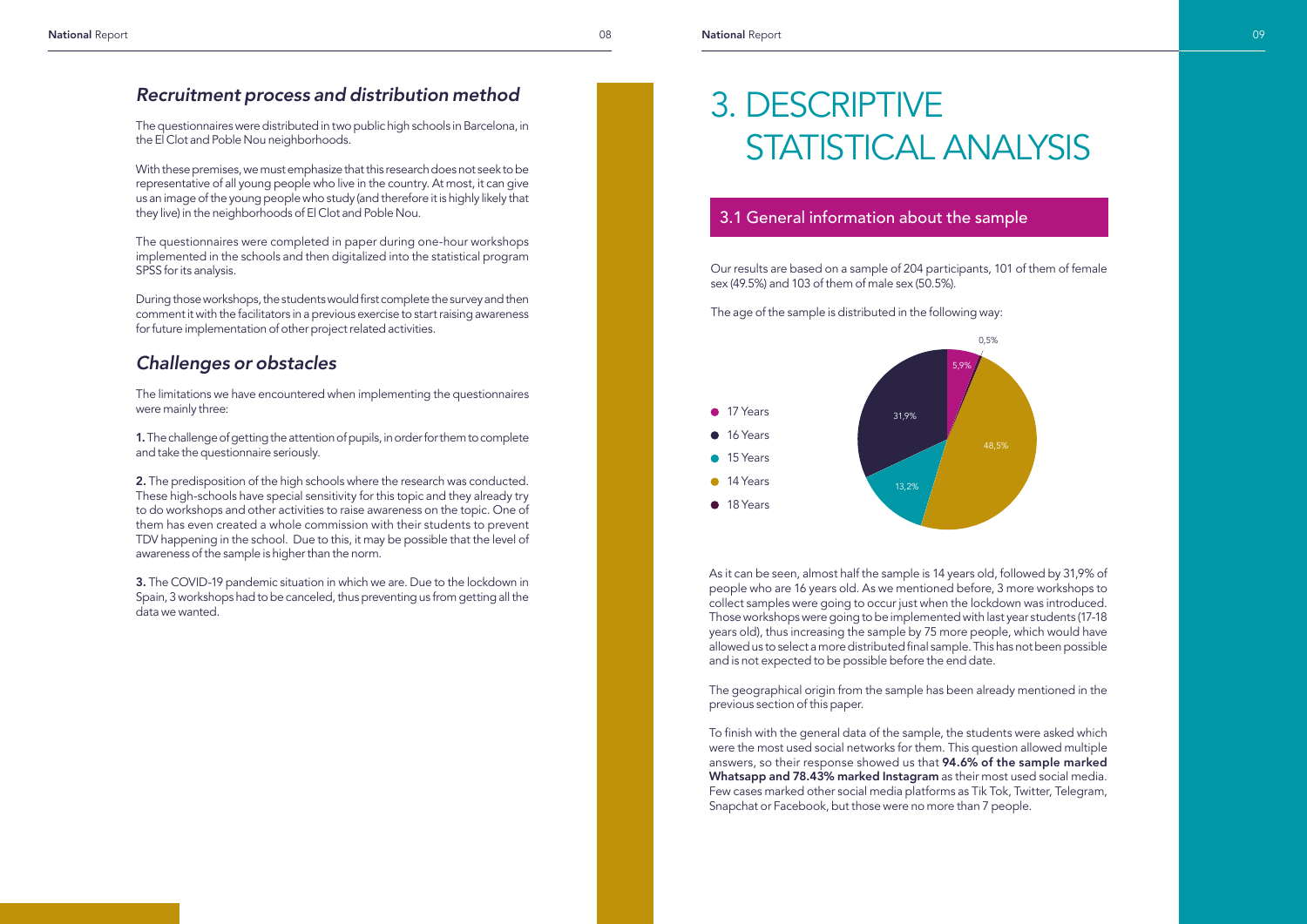### *Recruitment process and distribution method*

The questionnaires were distributed in two public high schools in Barcelona, in the El Clot and Poble Nou neighborhoods.

With these premises, we must emphasize that this research does not seek to be representative of all young people who live in the country. At most, it can give us an image of the young people who study (and therefore it is highly likely that they live) in the neighborhoods of El Clot and Poble Nou.

The questionnaires were completed in paper during one-hour workshops implemented in the schools and then digitalized into the statistical program SPSS for its analysis.

During those workshops, the students would first complete the survey and then comment it with the facilitators in a previous exercise to start raising awareness for future implementation of other project related activities.

### *Challenges or obstacles*

The limitations we have encountered when implementing the questionnaires were mainly three:

**1.** The challenge of getting the attention of pupils, in order for them to complete and take the questionnaire seriously.

**2.** The predisposition of the high schools where the research was conducted. These high-schools have special sensitivity for this topic and they already try to do workshops and other activities to raise awareness on the topic. One of them has even created a whole commission with their students to prevent TDV happening in the school. Due to this, it may be possible that the level of awareness of the sample is higher than the norm.

**3.** The COVID-19 pandemic situation in which we are. Due to the lockdown in Spain, 3 workshops had to be canceled, thus preventing us from getting all the data we wanted.

# 3. DESCRIPTIVE STATISTICAL ANALYSIS

## 3.1 General information about the sample

Our results are based on a sample of 204 participants, 101 of them of female sex (49.5%) and 103 of them of male sex (50.5%).

The age of the sample is distributed in the following way:

| Age | Percentage |
| --- | --- |
| 17 Years | 5,9% |
| 16 Years | 31,9% |
| 15 Years | 13,2% |
| 14 Years | 48,5% |
| 18 Years | 0,5% |

As it can be seen, almost half the sample is 14 years old, followed by 31,9% of people who are 16 years old. As we mentioned before, 3 more workshops to collect samples were going to occur just when the lockdown was introduced. Those workshops were going to be implemented with last year students (17-18 years old), thus increasing the sample by 75 more people, which would have allowed us to select a more distributed final sample. This has not been possible and is not expected to be possible before the end date.

The geographical origin from the sample has been already mentioned in the previous section of this paper.

To finish with the general data of the sample, the students were asked which were the most used social networks for them. This question allowed multiple answers, so their response showed us that **94.6% of the sample marked Whatsapp and 78.43% marked Instagram** as their most used social media. Few cases marked other social media platforms as Tik Tok, Twitter, Telegram, Snapchat or Facebook, but those were no more than 7 people.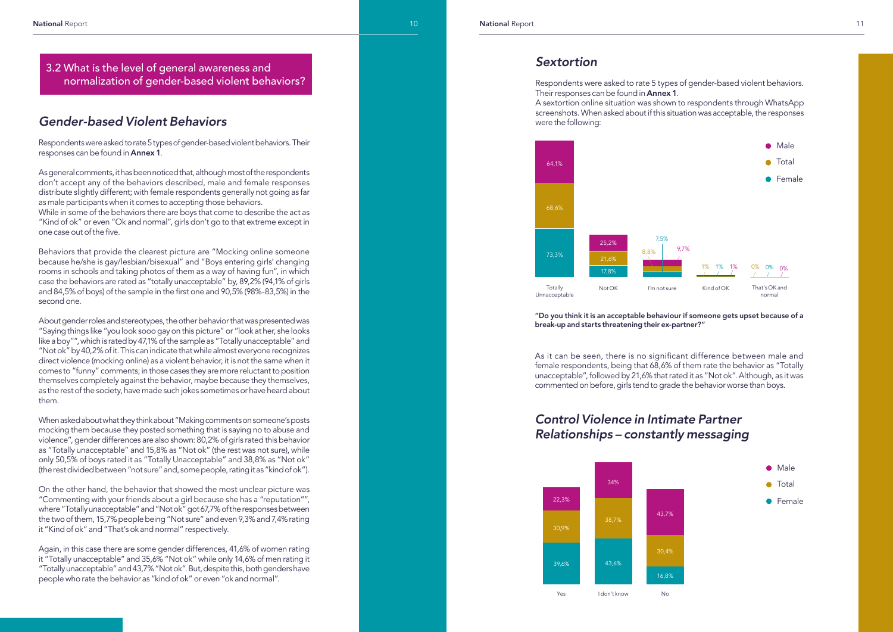## 3.2 What is the level of general awareness and normalization of gender-based violent behaviors?

### *Gender-based Violent Behaviors*

Respondents were asked to rate 5 types of gender-based violent behaviors. Their responses can be found in **Annex 1**.

As general comments, it has been noticed that, although most of the respondents don't accept any of the behaviors described, male and female responses distribute slightly different; with female respondents generally not going as far as male participants when it comes to accepting those behaviors.
While in some of the behaviors there are boys that come to describe the act as "Kind of ok" or even "Ok and normal", girls don't go to that extreme except in one case out of the five.

Behaviors that provide the clearest picture are "Mocking online someone because he/she is gay/lesbian/bisexual" and "Boys entering girls' changing rooms in schools and taking photos of them as a way of having fun", in which case the behaviors are rated as "totally unacceptable" by, 89,2% (94,1% of girls and 84,5% of boys) of the sample in the first one and 90,5% (98%-83,5%) in the second one.

About gender roles and stereotypes, the other behavior that was presented was "Saying things like "you look sooo gay on this picture" or "look at her, she looks like a boy"", which is rated by 47,1% of the sample as "Totally unacceptable" and "Not ok" by 40,2% of it. This can indicate that while almost everyone recognizes direct violence (mocking online) as a violent behavior, it is not the same when it comes to "funny" comments; in those cases they are more reluctant to position themselves completely against the behavior, maybe because they themselves, as the rest of the society, have made such jokes sometimes or have heard about them.

When asked about what they think about "Making comments on someone's posts mocking them because they posted something that is saying no to abuse and violence", gender differences are also shown: 80,2% of girls rated this behavior as "Totally unacceptable" and 15,8% as "Not ok" (the rest was not sure), while only 50,5% of boys rated it as "Totally Unacceptable" and 38,8% as "Not ok" (the rest divided between "not sure" and, some people, rating it as "kind of ok").

On the other hand, the behavior that showed the most unclear picture was "Commenting with your friends about a girl because she has a "reputation"", where "Totally unacceptable" and "Not ok" got 67,7% of the responses between the two of them, 15,7% people being "Not sure" and even 9,3% and 7,4% rating it "Kind of ok" and "That's ok and normal" respectively.

Again, in this case there are some gender differences, 41,6% of women rating it "Totally unacceptable" and 35,6% "Not ok" while only 14,6% of men rating it "Totally unacceptable" and 43,7% "Not ok". But, despite this, both genders have people who rate the behavior as "kind of ok" or even "ok and normal".

### *Sextortion*

Respondents were asked to rate 5 types of gender-based violent behaviors. Their responses can be found in **Annex 1**.
A sextortion online situation was shown to respondents through WhatsApp screenshots. When asked about if this situation was acceptable, the responses were the following:

| | Totally Unacceptable | Not OK | I'm not sure | Kind of OK | That's OK and normal |
|---|---|---|---|---|---|
| Male | 64,1% | 25,2% | 9,7% | 1% | 0% |
| Total | 68,6% | 21,6% | 8,8% | 1% | 0% |
| Female | 73,3% | 17,8% | 7,5% | 1% | 0% |

**"Do you think it is an acceptable behaviour if someone gets upset because of a break-up and starts threatening their ex-partner?"**

As it can be seen, there is no significant difference between male and female respondents, being that 68,6% of them rate the behavior as "Totally unacceptable", followed by 21,6% that rated it as "Not ok". Although, as it was commented on before, girls tend to grade the behavior worse than boys.

### *Control Violence in Intimate Partner Relationships – constantly messaging*

| | Yes | I don't know | No |
|---|---|---|---|
| Male | 22,3% | 34% | 43,7% |
| Total | 30,9% | 38,7% | 30,4% |
| Female | 39,6% | 43,6% | 16,8% |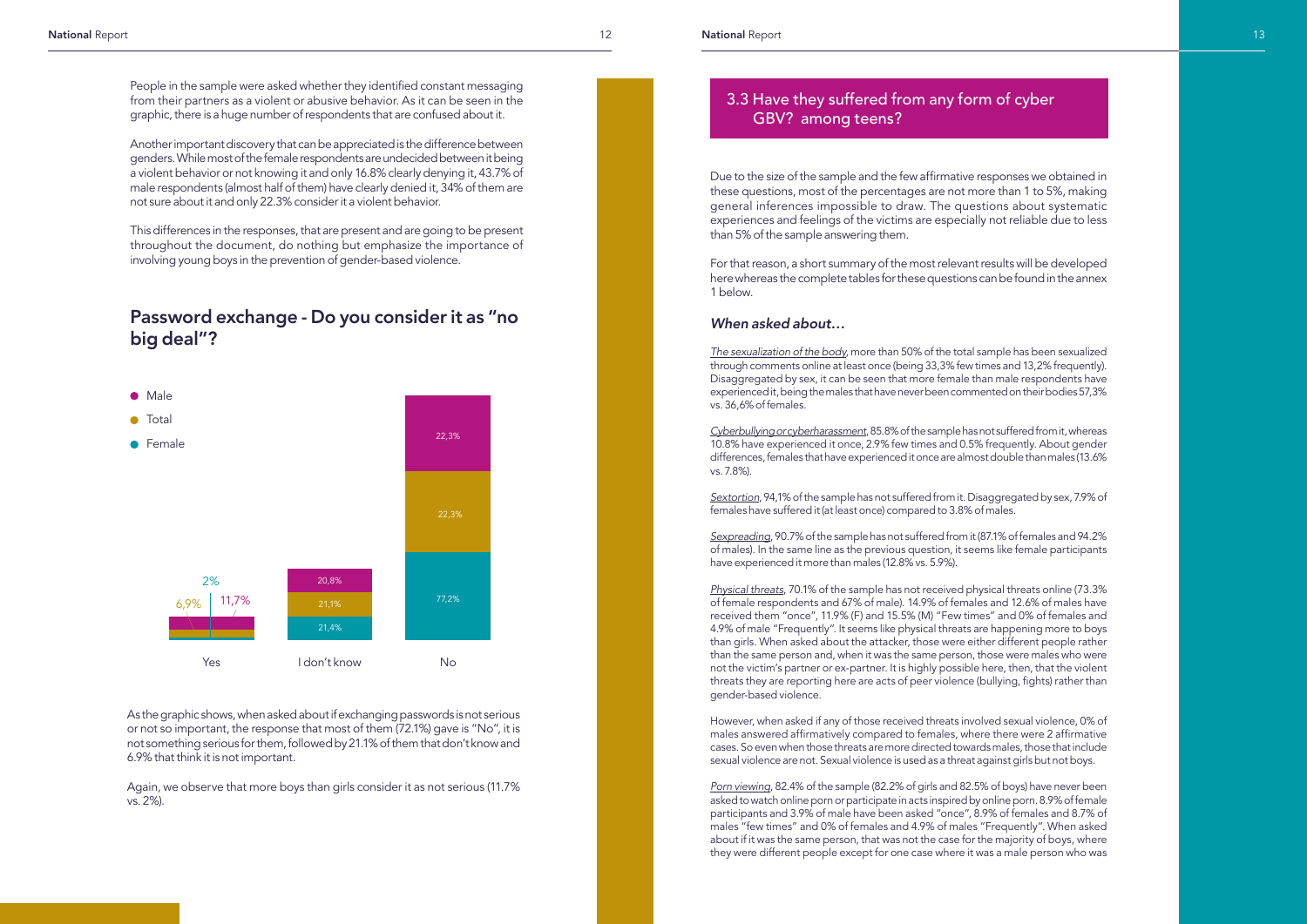People in the sample were asked whether they identified constant messaging from their partners as a violent or abusive behavior. As it can be seen in the graphic, there is a huge number of respondents that are confused about it.

Another important discovery that can be appreciated is the difference between genders. While most of the female respondents are undecided between it being a violent behavior or not knowing it and only 16.8% clearly denying it, 43.7% of male respondents (almost half of them) have clearly denied it, 34% of them are not sure about it and only 22.3% consider it a violent behavior.

This differences in the responses, that are present and are going to be present throughout the document, do nothing but emphasize the importance of involving young boys in the prevention of gender-based violence.

## Password exchange - Do you consider it as "no big deal"?

| | Yes | I don't know | No |
|---|---|---|---|
| Male | 11,7% | 20,8% | 22,3% |
| Total | 6,9% | 21,1% | 22,3% |
| Female | 2% | 21,4% | 77,2% |

As the graphic shows, when asked about if exchanging passwords is not serious or not so important, the response that most of them (72.1%) gave is "No", it is not something serious for them, followed by 21.1% of them that don't know and 6.9% that think it is not important.

Again, we observe that more boys than girls consider it as not serious (11.7% vs. 2%).

## 3.3 Have they suffered from any form of cyber GBV? among teens?

Due to the size of the sample and the few affirmative responses we obtained in these questions, most of the percentages are not more than 1 to 5%, making general inferences impossible to draw. The questions about systematic experiences and feelings of the victims are especially not reliable due to less than 5% of the sample answering them.

For that reason, a short summary of the most relevant results will be developed here whereas the complete tables for these questions can be found in the annex 1 below.

### *When asked about…*

*The sexualization of the body*, more than 50% of the total sample has been sexualized through comments online at least once (being 33,3% few times and 13,2% frequently). Disaggregated by sex, it can be seen that more female than male respondents have experienced it, being the males that have never been commented on their bodies 57,3% vs. 36,6% of females.

*Cyberbullying or cyberharassment*, 85.8% of the sample has not suffered from it, whereas 10.8% have experienced it once, 2.9% few times and 0.5% frequently. About gender differences, females that have experienced it once are almost double than males (13.6% vs. 7.8%).

*Sextortion*, 94,1% of the sample has not suffered from it. Disaggregated by sex, 7.9% of females have suffered it (at least once) compared to 3.8% of males.

*Sexpreading*, 90.7% of the sample has not suffered from it (87.1% of females and 94.2% of males). In the same line as the previous question, it seems like female participants have experienced it more than males (12.8% vs. 5.9%).

*Physical threats*, 70.1% of the sample has not received physical threats online (73.3% of female respondents and 67% of male). 14.9% of females and 12.6% of males have received them "once", 11.9% (F) and 15.5% (M) "Few times" and 0% of females and 4.9% of male "Frequently". It seems like physical threats are happening more to boys than girls. When asked about the attacker, those were either different people rather than the same person and, when it was the same person, those were males who were not the victim's partner or ex-partner. It is highly possible here, then, that the violent threats they are reporting here are acts of peer violence (bullying, fights) rather than gender-based violence.

However, when asked if any of those received threats involved sexual violence, 0% of males answered affirmatively compared to females, where there were 2 affirmative cases. So even when those threats are more directed towards males, those that include sexual violence are not. Sexual violence is used as a threat against girls but not boys.

*Porn viewing*, 82.4% of the sample (82.2% of girls and 82.5% of boys) have never been asked to watch online porn or participate in acts inspired by online porn. 8.9% of female participants and 3.9% of male have been asked "once", 8.9% of females and 8.7% of males "few times" and 0% of females and 4.9% of males "Frequently". When asked about if it was the same person, that was not the case for the majority of boys, where they were different people except for one case where it was a male person who was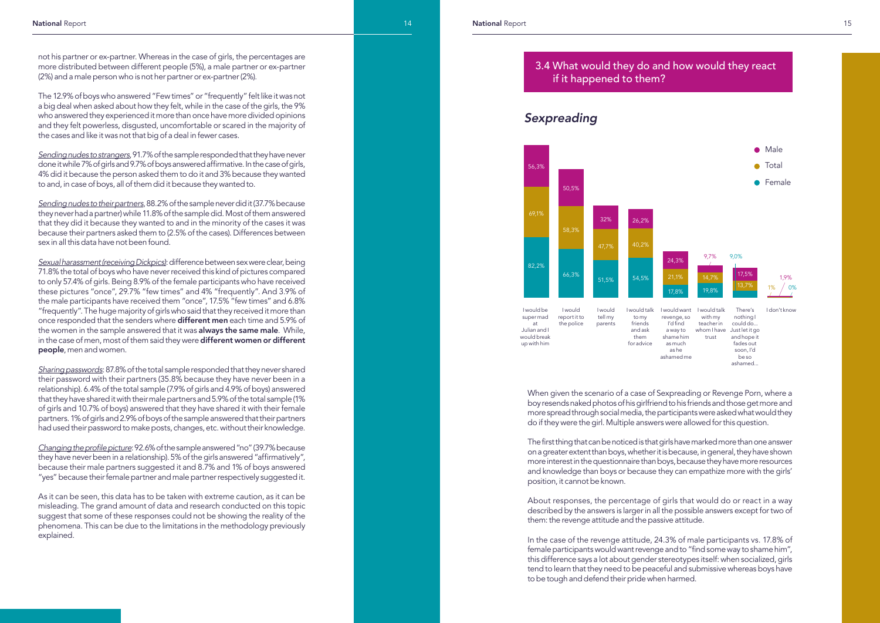not his partner or ex-partner. Whereas in the case of girls, the percentages are more distributed between different people (5%), a male partner or ex-partner (2%) and a male person who is not her partner or ex-partner (2%).

The 12.9% of boys who answered "Few times" or "frequently" felt like it was not a big deal when asked about how they felt, while in the case of the girls, the 9% who answered they experienced it more than once have more divided opinions and they felt powerless, disgusted, uncomfortable or scared in the majority of the cases and like it was not that big of a deal in fewer cases.

_Sending nudes to strangers_, 91.7% of the sample responded that they have never done it while 7% of girls and 9.7% of boys answered affirmative. In the case of girls, 4% did it because the person asked them to do it and 3% because they wanted to and, in case of boys, all of them did it because they wanted to.

_Sending nudes to their partners_, 88.2% of the sample never did it (37.7% because they never had a partner) while 11.8% of the sample did. Most of them answered that they did it because they wanted to and in the minority of the cases it was because their partners asked them to (2.5% of the cases). Differences between sex in all this data have not been found.

_Sexual harassment (receiving Dickpics)_: difference between sex were clear, being 71.8% the total of boys who have never received this kind of pictures compared to only 57.4% of girls. Being 8.9% of the female participants who have received these pictures "once", 29.7% "few times" and 4% "frequently". And 3.9% of the male participants have received them "once", 17.5% "few times" and 6.8% "frequently". The huge majority of girls who said that they received it more than once responded that the senders where **different men** each time and 5.9% of the women in the sample answered that it was **always the same male**. While, in the case of men, most of them said they were **different women or different people**, men and women.

_Sharing passwords_: 87.8% of the total sample responded that they never shared their password with their partners (35.8% because they have never been in a relationship). 6.4% of the total sample (7.9% of girls and 4.9% of boys) answered that they have shared it with their male partners and 5.9% of the total sample (1% of girls and 10.7% of boys) answered that they have shared it with their female partners. 1% of girls and 2.9% of boys of the sample answered that their partners had used their password to make posts, changes, etc. without their knowledge.

_Changing the profile picture_: 92.6% of the sample answered "no" (39.7% because they have never been in a relationship). 5% of the girls answered "affirmatively", because their male partners suggested it and 8.7% and 1% of boys answered "yes" because their female partner and male partner respectively suggested it.

As it can be seen, this data has to be taken with extreme caution, as it can be misleading. The grand amount of data and research conducted on this topic suggest that some of these responses could not be showing the reality of the phenomena. This can be due to the limitations in the methodology previously explained.

## 3.4 What would they do and how would they react if it happened to them?

### *Sexpreading*

| | Male | Total | Female |
|---|---|---|---|
| I would be super mad at Julian and I would break up with him | 56,3% | 69,1% | 82,2% |
| I would report it to the police | 50,5% | 58,3% | 66,3% |
| I would tell my parents | 32% | 47,7% | 51,5% |
| I would talk to my friends and ask them for advice | 26,2% | 40,2% | 54,5% |
| I would want revenge, so I'd find a way to shame him as much as he ashamed me | 24,3% | 21,1% | 17,8% |
| I would talk with my teacher in whom I have trust | 9,7% | 14,7% | 19,8% |
| There's nothing I could do... Just let it go and hope it fades out soon, I'd be so ashamed... | 17,5% | 13,7% | 9,0% |
| I don't know | 1,9% | 1% | 0% |

When given the scenario of a case of Sexpreading or Revenge Porn, where a boy resends naked photos of his girlfriend to his friends and those get more and more spread through social media, the participants were asked what would they do if they were the girl. Multiple answers were allowed for this question.

The first thing that can be noticed is that girls have marked more than one answer on a greater extent than boys, whether it is because, in general, they have shown more interest in the questionnaire than boys, because they have more resources and knowledge than boys or because they can empathize more with the girls' position, it cannot be known.

About responses, the percentage of girls that would do or react in a way described by the answers is larger in all the possible answers except for two of them: the revenge attitude and the passive attitude.

In the case of the revenge attitude, 24.3% of male participants vs. 17.8% of female participants would want revenge and to "find some way to shame him", this difference says a lot about gender stereotypes itself: when socialized, girls tend to learn that they need to be peaceful and submissive whereas boys have to be tough and defend their pride when harmed.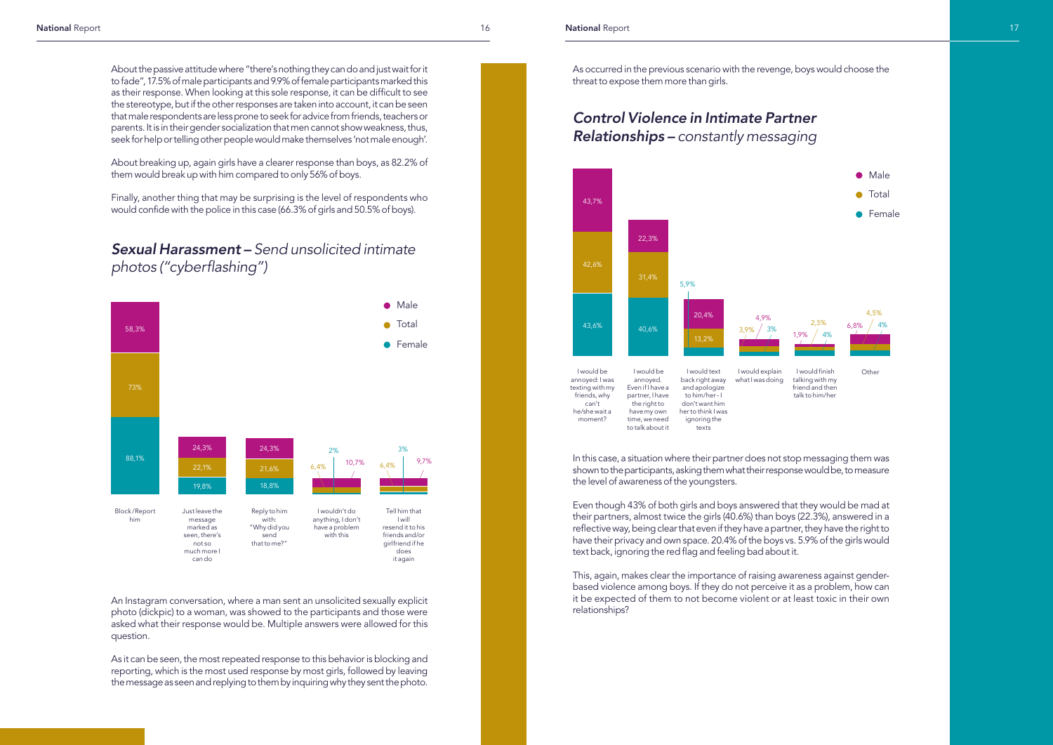About the passive attitude where "there's nothing they can do and just wait for it to fade", 17.5% of male participants and 9.9% of female participants marked this as their response. When looking at this sole response, it can be difficult to see the stereotype, but if the other responses are taken into account, it can be seen that male respondents are less prone to seek for advice from friends, teachers or parents. It is in their gender socialization that men cannot show weakness, thus, seek for help or telling other people would make themselves 'not male enough'.

About breaking up, again girls have a clearer response than boys, as 82.2% of them would break up with him compared to only 56% of boys.

Finally, another thing that may be surprising is the level of respondents who would confide with the police in this case (66.3% of girls and 50.5% of boys).

## ***Sexual Harassment –*** *Send unsolicited intimate photos ("cyberflashing")*

| Response | Male | Total | Female |
|---|---|---|---|
| Block/Report him | 58,3% | 73% | 88,1% |
| Just leave the message marked as seen, there's not so much more I can do | 24,3% | 22,1% | 19,8% |
| Reply to him with: "Why did you send that to me?" | 24,3% | 21,6% | 18,8% |
| I wouldn't do anything, I don't have a problem with this | 10,7% | 6,4% | 2% |
| Tell him that I will resend it to his friends and/or girlfriend if he does it again | 9,7% | 6,4% | 3% |

An Instagram conversation, where a man sent an unsolicited sexually explicit photo (dickpic) to a woman, was showed to the participants and those were asked what their response would be. Multiple answers were allowed for this question.

As it can be seen, the most repeated response to this behavior is blocking and reporting, which is the most used response by most girls, followed by leaving the message as seen and replying to them by inquiring why they sent the photo.

As occurred in the previous scenario with the revenge, boys would choose the threat to expose them more than girls.

## ***Control Violence in Intimate Partner Relationships –*** *constantly messaging*

| Response | Male | Total | Female |
|---|---|---|---|
| I would be annoyed: I was texting with my friends, why can't he/she wait a moment? | 43,7% | 42,6% | 43,6% |
| I would be annoyed. Even if I have a partner, I have the right to have my own time, we need to talk about it | 22,3% | 31,4% | 40,6% |
| I would text back right away and apologize to him/her - I don't want him her to think I was ignoring the texts | 20,4% | 13,2% | 5,9% |
| I would explain what I was doing | 4,9% | 3,9% | 3% |
| I would finish talking with my friend and then talk to him/her | 1,9% | 2,5% | 4% |
| Other | 6,8% | 4,5% | 4% |

In this case, a situation where their partner does not stop messaging them was shown to the participants, asking them what their response would be, to measure the level of awareness of the youngsters.

Even though 43% of both girls and boys answered that they would be mad at their partners, almost twice the girls (40.6%) than boys (22.3%), answered in a reflective way, being clear that even if they have a partner, they have the right to have their privacy and own space. 20.4% of the boys vs. 5.9% of the girls would text back, ignoring the red flag and feeling bad about it.

This, again, makes clear the importance of raising awareness against gender-based violence among boys. If they do not perceive it as a problem, how can it be expected of them to not become violent or at least toxic in their own relationships?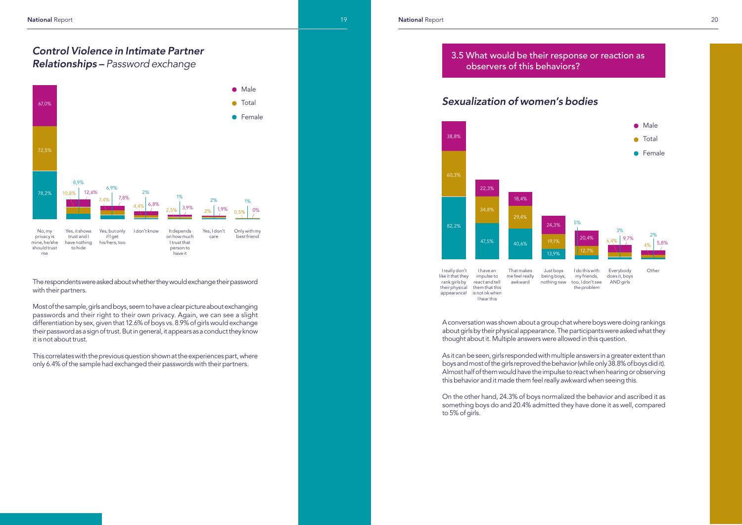## *Control Violence in Intimate Partner Relationships* – *Password exchange*

| Response | Female | Total | Male |
|---|---|---|---|
| No, my privacy is mine, he/she should trust me | 78,2% | 72,5% | 67,0% |
| Yes, it shows trust and I have nothing to hide | 8,9% | 10,8% | 12,6% |
| Yes, but only if I get his/hers, too | 6,9% | 7,4% | 7,8% |
| I don't know | 2% | 4,4% | 6,8% |
| It depends on how much I trust that person to have it | 1% | 2,5% | 3,9% |
| Yes, I don't care | 2% | 2% | 1,9% |
| Only with my best friend | 1% | 0,5% | 0% |

The respondents were asked about whether they would exchange their password with their partners.

Most of the sample, girls and boys, seem to have a clear picture about exchanging passwords and their right to their own privacy. Again, we can see a slight differentiation by sex, given that 12.6% of boys vs. 8.9% of girls would exchange their password as a sign of trust. But in general, it appears as a conduct they know it is not about trust.

This correlates with the previous question shown at the experiences part, where only 6.4% of the sample had exchanged their passwords with their partners.

## 3.5 What would be their response or reaction as observers of this behaviors?

### *Sexualization of women's bodies*

| Response | Female | Total | Male |
|---|---|---|---|
| I really don't like it that they rank girls by their physical appearance! | 82,2% | 60,3% | 38,8% |
| I have an impulse to react and tell them that this is not ok when I hear this | 47,5% | 34,8% | 22,3% |
| That makes me feel really awkward | 40,6% | 29,4% | 18,4% |
| Just boys being boys, nothing new | 13,9% | 19,1% | 24,3% |
| I do this with my friends, too, I don't see the problem | 5% | 12,7% | 20,4% |
| Everybody does it, boys AND girls | 3% | 6,4% | 9,7% |
| Other | 2% | 4% | 5,8% |

A conversation was shown about a group chat where boys were doing rankings about girls by their physical appearance. The participants were asked what they thought about it. Multiple answers were allowed in this question.

As it can be seen, girls responded with multiple answers in a greater extent than boys and most of the girls reproved the behavior (while only 38.8% of boys did it). Almost half of them would have the impulse to react when hearing or observing this behavior and it made them feel really awkward when seeing this.

On the other hand, 24.3% of boys normalized the behavior and ascribed it as something boys do and 20.4% admitted they have done it as well, compared to 5% of girls.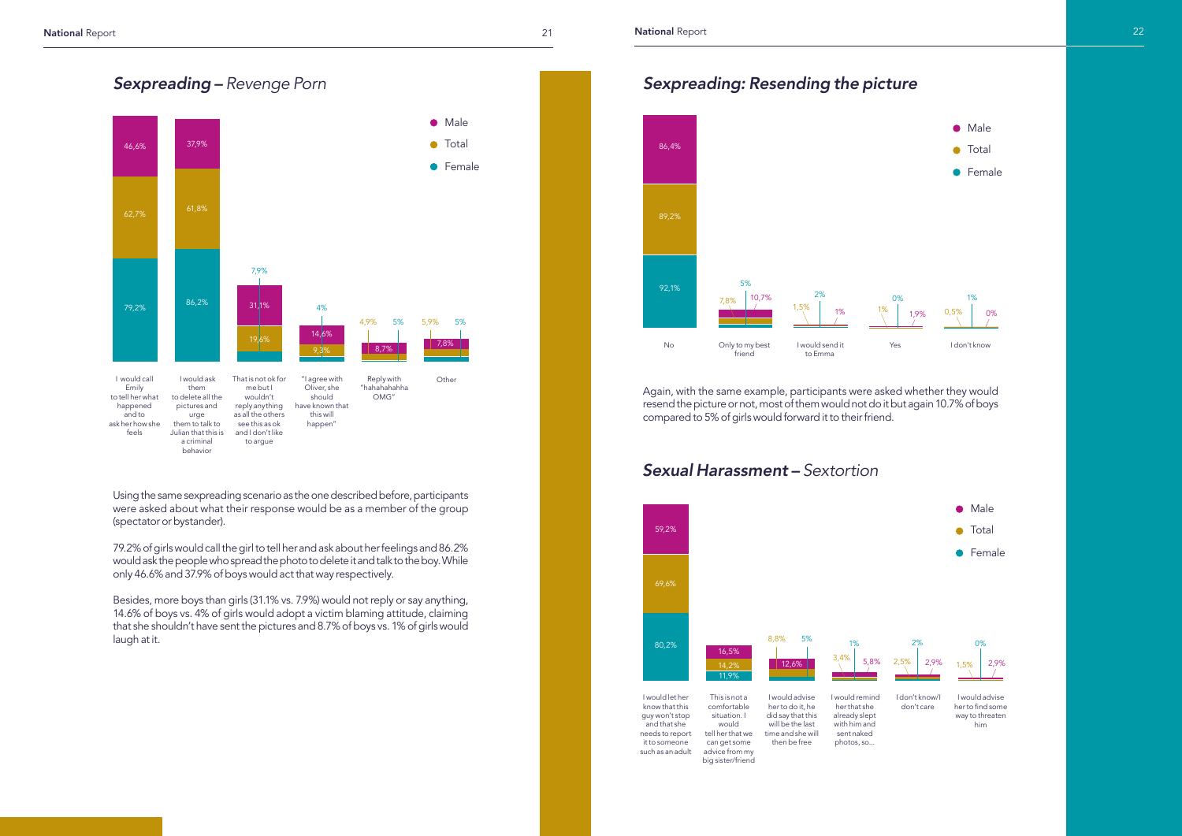## *Sexpreading – Revenge Porn*

| Response | Male | Total | Female |
|---|---|---|---|
| I would call Emily to tell her what happened and to ask her how she feels | 46,6% | 62,7% | 79,2% |
| I would ask them to delete all the pictures and urge them to talk to Julian that this is a criminal behavior | 37,9% | 61,8% | 86,2% |
| That is not ok for me but I wouldn't reply anything as all the others see this as ok and I don't like to argue | 31,1% | 19,6% | 7,9% |
| "I agree with Oliver, she should have known that this will happen" | 14,6% | 9,3% | 4% |
| Reply with "hahahahahha OMG" | 8,7% | 4,9% | 5% |
| Other | 7,8% | 5,9% | 5% |

Using the same sexpreading scenario as the one described before, participants were asked about what their response would be as a member of the group (spectator or bystander).

79.2% of girls would call the girl to tell her and ask about her feelings and 86.2% would ask the people who spread the photo to delete it and talk to the boy. While only 46.6% and 37.9% of boys would act that way respectively.

Besides, more boys than girls (31.1% vs. 7.9%) would not reply or say anything, 14.6% of boys vs. 4% of girls would adopt a victim blaming attitude, claiming that she shouldn't have sent the pictures and 8.7% of boys vs. 1% of girls would laugh at it.

## *Sexpreading: Resending the picture*

| Response | Male | Total | Female |
|---|---|---|---|
| No | 86,4% | 89,2% | 92,1% |
| Only to my best friend | 10,7% | 7,8% | 5% |
| I would send it to Emma | 1% | 1,5% | 2% |
| Yes | 1,9% | 1% | 0% |
| I don't know | 0% | 0,5% | 1% |

Again, with the same example, participants were asked whether they would resend the picture or not, most of them would not do it but again 10.7% of boys compared to 5% of girls would forward it to their friend.

## *Sexual Harassment – Sextortion*

| Response | Male | Total | Female |
|---|---|---|---|
| I would let her know that this guy won't stop and that she needs to report it to someone such as an adult | 59,2% | 69,6% | 80,2% |
| This is not a comfortable situation. I would tell her that we can get some advice from my big sister/friend | 16,5% | 14,2% | 11,9% |
| I would advise her to do it, he did say that this will be the last time and she will then be free | 12,6% | 8,8% | 5% |
| I would remind her that she already slept with him and sent naked photos, so... | 5,8% | 3,4% | 1% |
| I don't know/I don't care | 2,9% | 2,5% | 2% |
| I would advise her to find some way to threaten him | 2,9% | 1,5% | 0% |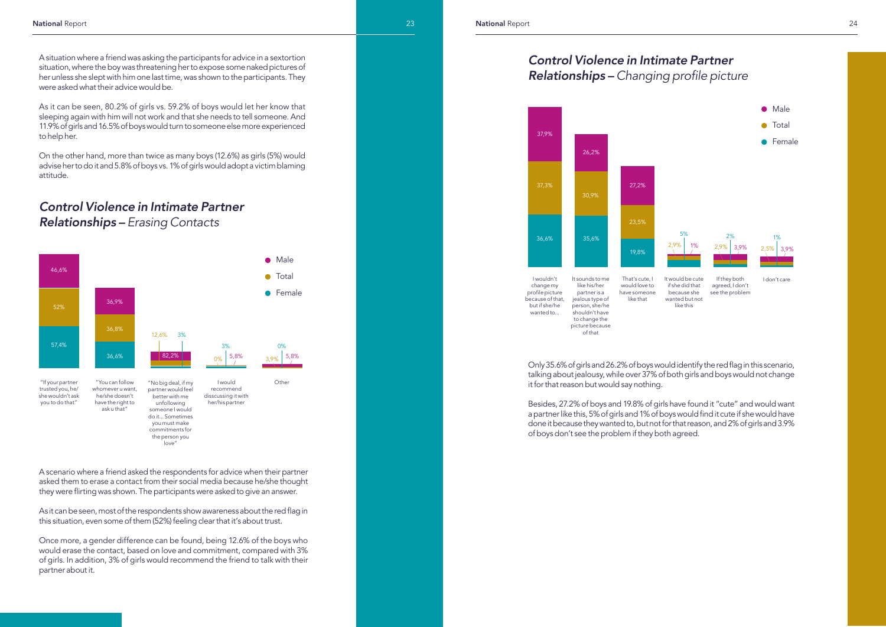A situation where a friend was asking the participants for advice in a sextortion situation, where the boy was threatening her to expose some naked pictures of her unless she slept with him one last time, was shown to the participants. They were asked what their advice would be.

As it can be seen, 80.2% of girls vs. 59.2% of boys would let her know that sleeping again with him will not work and that she needs to tell someone. And 11.9% of girls and 16.5% of boys would turn to someone else more experienced to help her.

On the other hand, more than twice as many boys (12.6%) as girls (5%) would advise her to do it and 5.8% of boys vs. 1% of girls would adopt a victim blaming attitude.

## *Control Violence in Intimate Partner Relationships – Erasing Contacts*

| | Male | Total | Female |
|---|---|---|---|
| "If your partner trusted you, he/she wouldn't ask you to do that" | 46,6% | 52% | 57,4% |
| "You can follow whomever u want, he/she doesn't have the right to ask u that" | 36,9% | 36,8% | 36,6% |
| "No big deal, if my partner would feel better with me unfollowing someone I would do it... Sometimes you must make commitments for the person you love" | 82,2% | 12,6% | 3% |
| I would recommend disscussing it with her/his partner | 5,8% | 0% | 3% |
| Other | 5,8% | 3,9% | 0% |

A scenario where a friend asked the respondents for advice when their partner asked them to erase a contact from their social media because he/she thought they were flirting was shown. The participants were asked to give an answer.

As it can be seen, most of the respondents show awareness about the red flag in this situation, even some of them (52%) feeling clear that it's about trust.

Once more, a gender difference can be found, being 12.6% of the boys who would erase the contact, based on love and commitment, compared with 3% of girls. In addition, 3% of girls would recommend the friend to talk with their partner about it.

## *Control Violence in Intimate Partner Relationships – Changing profile picture*

| | Male | Total | Female |
|---|---|---|---|
| I wouldn't change my profile picture because of that, but if she/he wanted to... | 37,9% | 37,3% | 36,6% |
| It sounds to me like his/her partner is a jealous type of person, she/he shouldn't have to change the picture because of that | 26,2% | 30,9% | 35,6% |
| That's cute, I would love to have someone like that | 27,2% | 23,5% | 19,8% |
| It would be cute if she did that because she wanted but not like this | 1% | 2,9% | 5% |
| If they both agreed, I don't see the problem | 3,9% | 2,9% | 2% |
| I don't care | 3,9% | 2,5% | 1% |

Only 35.6% of girls and 26.2% of boys would identify the red flag in this scenario, talking about jealousy, while over 37% of both girls and boys would not change it for that reason but would say nothing.

Besides, 27.2% of boys and 19.8% of girls have found it "cute" and would want a partner like this, 5% of girls and 1% of boys would find it cute if she would have done it because they wanted to, but not for that reason, and 2% of girls and 3.9% of boys don't see the problem if they both agreed.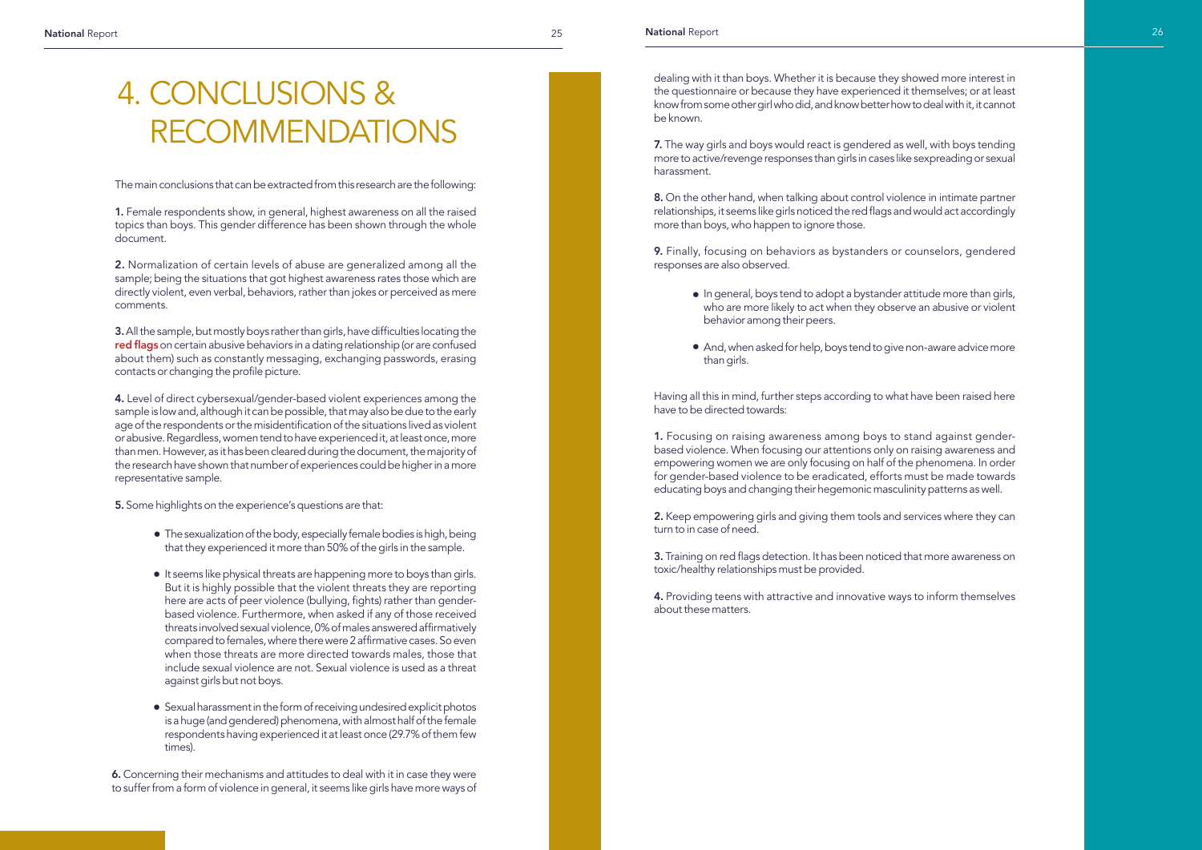# 4. CONCLUSIONS & RECOMMENDATIONS

The main conclusions that can be extracted from this research are the following:

**1.** Female respondents show, in general, highest awareness on all the raised topics than boys. This gender difference has been shown through the whole document.

**2.** Normalization of certain levels of abuse are generalized among all the sample; being the situations that got highest awareness rates those which are directly violent, even verbal, behaviors, rather than jokes or perceived as mere comments.

**3.** All the sample, but mostly boys rather than girls, have difficulties locating the **red flags** on certain abusive behaviors in a dating relationship (or are confused about them) such as constantly messaging, exchanging passwords, erasing contacts or changing the profile picture.

**4.** Level of direct cybersexual/gender-based violent experiences among the sample is low and, although it can be possible, that may also be due to the early age of the respondents or the misidentification of the situations lived as violent or abusive. Regardless, women tend to have experienced it, at least once, more than men. However, as it has been cleared during the document, the majority of the research have shown that number of experiences could be higher in a more representative sample.

**5.** Some highlights on the experience's questions are that:

- The sexualization of the body, especially female bodies is high, being that they experienced it more than 50% of the girls in the sample.
- It seems like physical threats are happening more to boys than girls. But it is highly possible that the violent threats they are reporting here are acts of peer violence (bullying, fights) rather than gender-based violence. Furthermore, when asked if any of those received threats involved sexual violence, 0% of males answered affirmatively compared to females, where there were 2 affirmative cases. So even when those threats are more directed towards males, those that include sexual violence are not. Sexual violence is used as a threat against girls but not boys.
- Sexual harassment in the form of receiving undesired explicit photos is a huge (and gendered) phenomena, with almost half of the female respondents having experienced it at least once (29.7% of them few times).

**6.** Concerning their mechanisms and attitudes to deal with it in case they were to suffer from a form of violence in general, it seems like girls have more ways of dealing with it than boys. Whether it is because they showed more interest in the questionnaire or because they have experienced it themselves; or at least know from some other girl who did, and know better how to deal with it, it cannot be known.

**7.** The way girls and boys would react is gendered as well, with boys tending more to active/revenge responses than girls in cases like sexpreading or sexual harassment.

**8.** On the other hand, when talking about control violence in intimate partner relationships, it seems like girls noticed the red flags and would act accordingly more than boys, who happen to ignore those.

**9.** Finally, focusing on behaviors as bystanders or counselors, gendered responses are also observed.

- In general, boys tend to adopt a bystander attitude more than girls, who are more likely to act when they observe an abusive or violent behavior among their peers.
- And, when asked for help, boys tend to give non-aware advice more than girls.

Having all this in mind, further steps according to what have been raised here have to be directed towards:

**1.** Focusing on raising awareness among boys to stand against gender-based violence. When focusing our attentions only on raising awareness and empowering women we are only focusing on half of the phenomena. In order for gender-based violence to be eradicated, efforts must be made towards educating boys and changing their hegemonic masculinity patterns as well.

**2.** Keep empowering girls and giving them tools and services where they can turn to in case of need.

**3.** Training on red flags detection. It has been noticed that more awareness on toxic/healthy relationships must be provided.

**4.** Providing teens with attractive and innovative ways to inform themselves about these matters.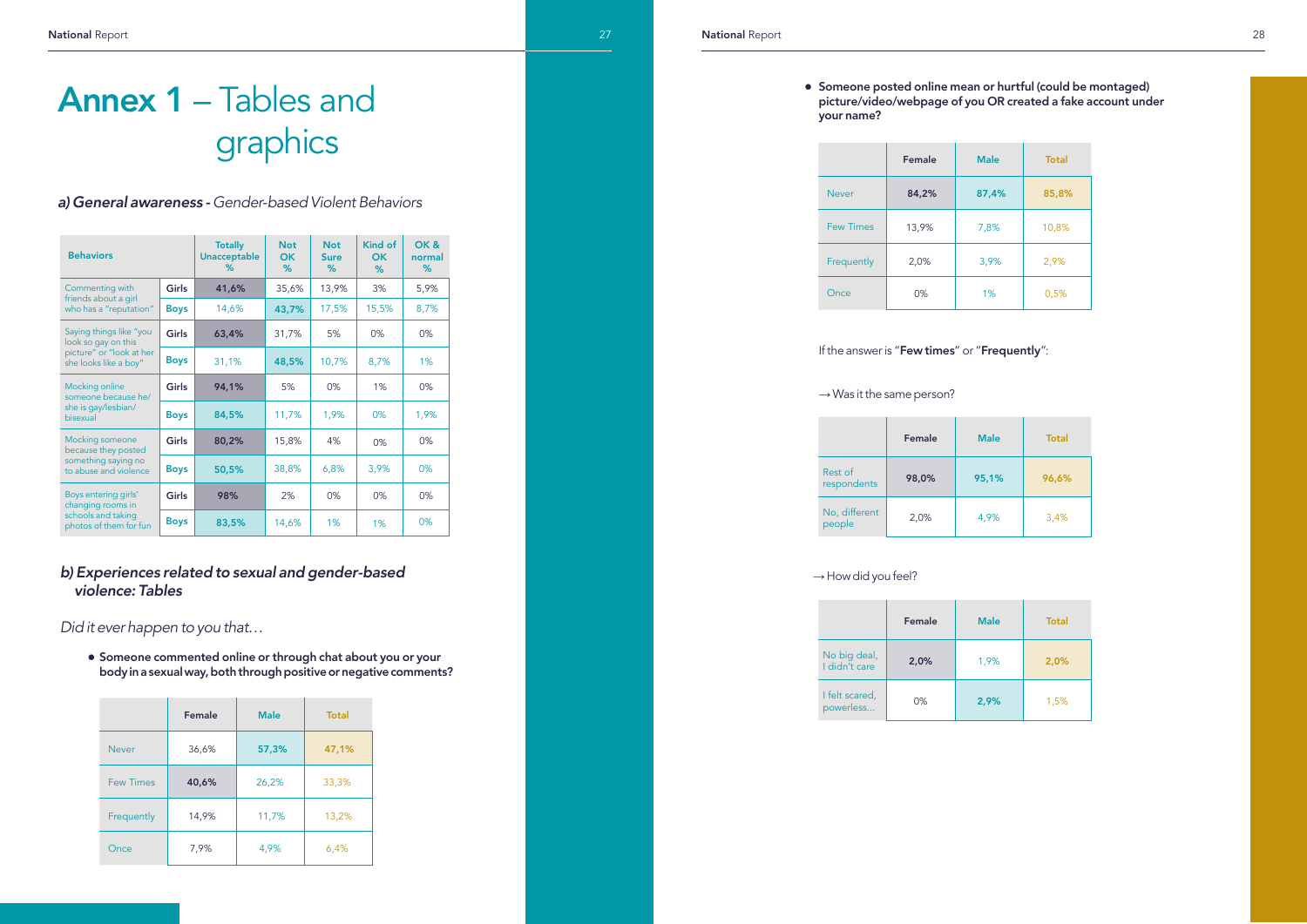# Annex 1 – Tables and graphics

### a) General awareness - *Gender-based Violent Behaviors*

| Behaviors | | Totally Unacceptable % | Not OK % | Not Sure % | Kind of OK % | OK & normal % |
|---|---|---|---|---|---|---|
| Commenting with friends about a girl who has a "reputation" | Girls | 41,6% | 35,6% | 13,9% | 3% | 5,9% |
| | Boys | 14,6% | 43,7% | 17,5% | 15,5% | 8,7% |
| Saying things like "you look so gay on this picture" or "look at her she looks like a boy" | Girls | 63,4% | 31,7% | 5% | 0% | 0% |
| | Boys | 31,1% | 48,5% | 10,7% | 8,7% | 1% |
| Mocking online someone because he/she is gay/lesbian/bisexual | Girls | 94,1% | 5% | 0% | 1% | 0% |
| | Boys | 84,5% | 11,7% | 1,9% | 0% | 1,9% |
| Mocking someone because they posted something saying no to abuse and violence | Girls | 80,2% | 15,8% | 4% | 0% | 0% |
| | Boys | 50,5% | 38,8% | 6,8% | 3,9% | 0% |
| Boys entering girls' changing rooms in schools and taking photos of them for fun | Girls | 98% | 2% | 0% | 0% | 0% |
| | Boys | 83,5% | 14,6% | 1% | 1% | 0% |

### b) Experiences related to sexual and gender-based violence: Tables

*Did it ever happen to you that…*

- **Someone commented online or through chat about you or your body in a sexual way, both through positive or negative comments?**

| | Female | Male | Total |
|---|---|---|---|
| Never | 36,6% | 57,3% | 47,1% |
| Few Times | 40,6% | 26,2% | 33,3% |
| Frequently | 14,9% | 11,7% | 13,2% |
| Once | 7,9% | 4,9% | 6,4% |

- **Someone posted online mean or hurtful (could be montaged) picture/video/webpage of you OR created a fake account under your name?**

| | Female | Male | Total |
|---|---|---|---|
| Never | 84,2% | 87,4% | 85,8% |
| Few Times | 13,9% | 7,8% | 10,8% |
| Frequently | 2,0% | 3,9% | 2,9% |
| Once | 0% | 1% | 0,5% |

If the answer is "**Few times**" or "**Frequently**":

→ Was it the same person?

| | Female | Male | Total |
|---|---|---|---|
| Rest of respondents | 98,0% | 95,1% | 96,6% |
| No, different people | 2,0% | 4,9% | 3,4% |

→ How did you feel?

| | Female | Male | Total |
|---|---|---|---|
| No big deal, I didn't care | 2,0% | 1,9% | 2,0% |
| I felt scared, powerless… | 0% | 2,9% | 1,5% |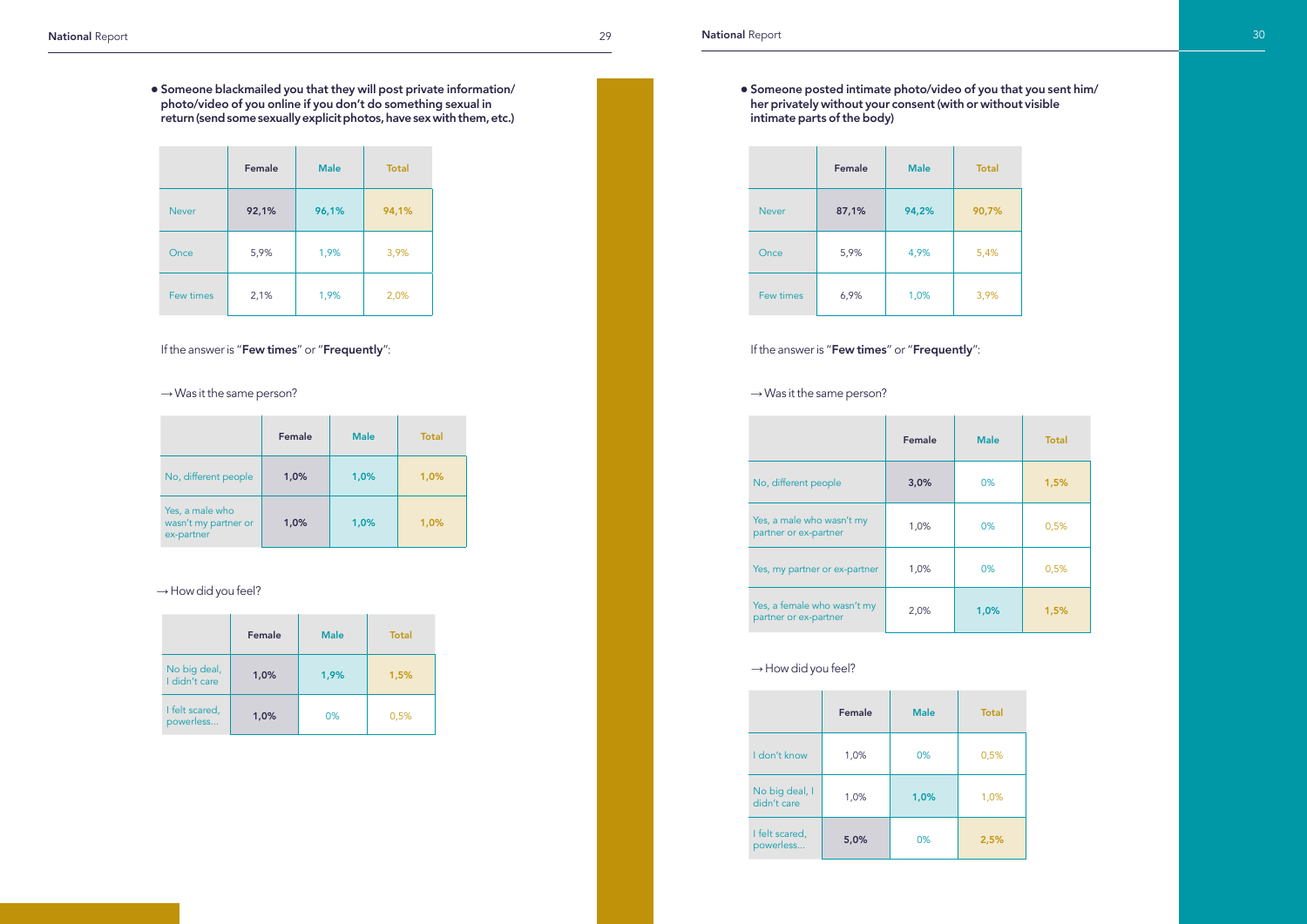- **Someone blackmailed you that they will post private information/ photo/video of you online if you don't do something sexual in return (send some sexually explicit photos, have sex with them, etc.)**

| | Female | Male | Total |
|---|---|---|---|
| Never | 92,1% | 96,1% | 94,1% |
| Once | 5,9% | 1,9% | 3,9% |
| Few times | 2,1% | 1,9% | 2,0% |

If the answer is "**Few times**" or "**Frequently**":

→ Was it the same person?

| | Female | Male | Total |
|---|---|---|---|
| No, different people | 1,0% | 1,0% | 1,0% |
| Yes, a male who wasn't my partner or ex-partner | 1,0% | 1,0% | 1,0% |

→ How did you feel?

| | Female | Male | Total |
|---|---|---|---|
| No big deal, I didn't care | 1,0% | 1,9% | 1,5% |
| I felt scared, powerless... | 1,0% | 0% | 0,5% |

- **Someone posted intimate photo/video of you that you sent him/ her privately without your consent (with or without visible intimate parts of the body)**

| | Female | Male | Total |
|---|---|---|---|
| Never | 87,1% | 94,2% | 90,7% |
| Once | 5,9% | 4,9% | 5,4% |
| Few times | 6,9% | 1,0% | 3,9% |

If the answer is "**Few times**" or "**Frequently**":

→ Was it the same person?

| | Female | Male | Total |
|---|---|---|---|
| No, different people | 3,0% | 0% | 1,5% |
| Yes, a male who wasn't my partner or ex-partner | 1,0% | 0% | 0,5% |
| Yes, my partner or ex-partner | 1,0% | 0% | 0,5% |
| Yes, a female who wasn't my partner or ex-partner | 2,0% | 1,0% | 1,5% |

→ How did you feel?

| | Female | Male | Total |
|---|---|---|---|
| I don't know | 1,0% | 0% | 0,5% |
| No big deal, I didn't care | 1,0% | 1,0% | 1,0% |
| I felt scared, powerless... | 5,0% | 0% | 2,5% |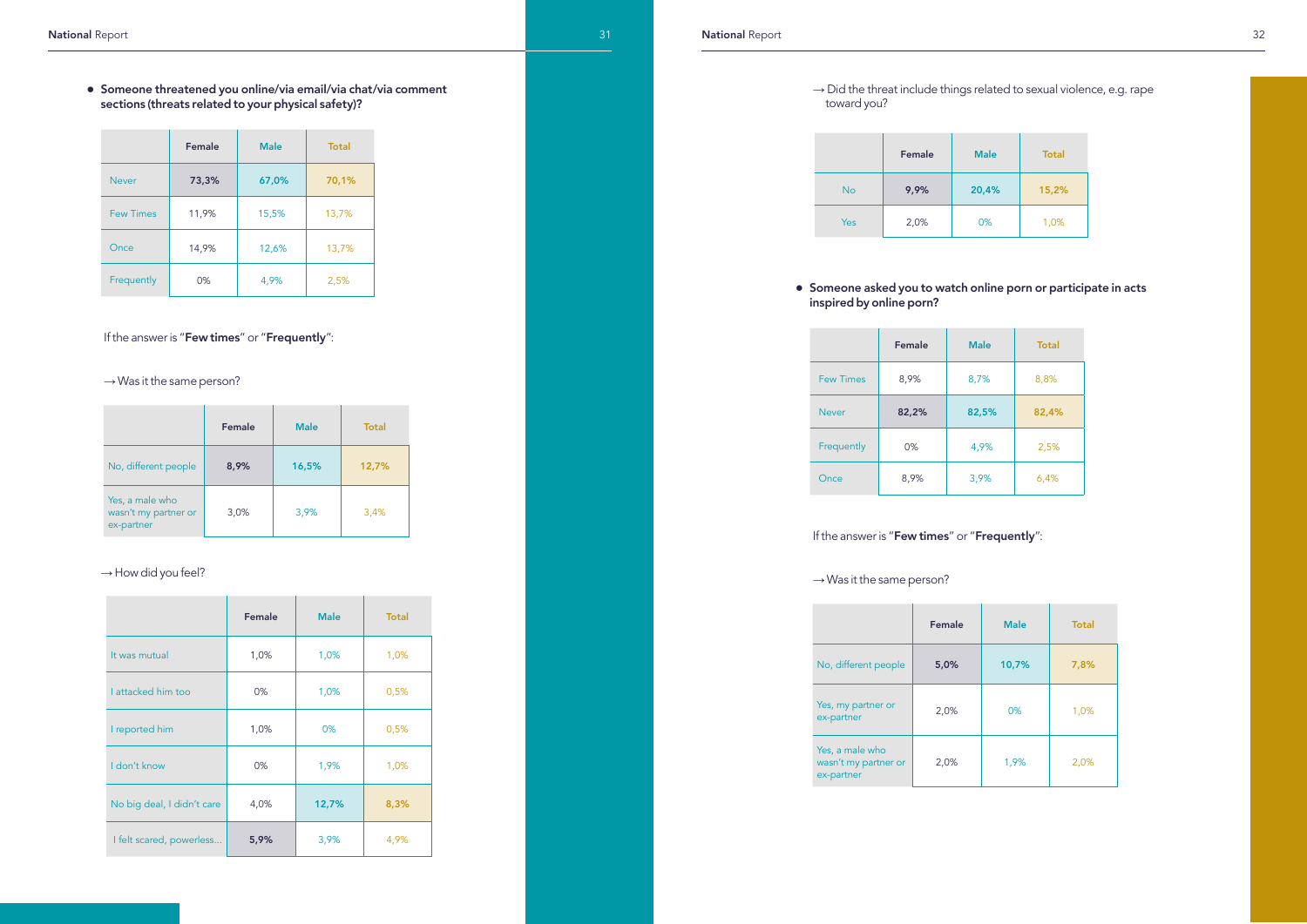- **Someone threatened you online/via email/via chat/via comment sections (threats related to your physical safety)?**

| | Female | Male | Total |
|---|---|---|---|
| Never | **73,3%** | **67,0%** | **70,1%** |
| Few Times | 11,9% | 15,5% | 13,7% |
| Once | 14,9% | 12,6% | 13,7% |
| Frequently | 0% | 4,9% | 2,5% |

If the answer is "**Few times**" or "**Frequently**":

→ Was it the same person?

| | Female | Male | Total |
|---|---|---|---|
| No, different people | **8,9%** | **16,5%** | **12,7%** |
| Yes, a male who wasn't my partner or ex-partner | 3,0% | 3,9% | 3,4% |

→ How did you feel?

| | Female | Male | Total |
|---|---|---|---|
| It was mutual | 1,0% | 1,0% | 1,0% |
| I attacked him too | 0% | 1,0% | 0,5% |
| I reported him | 1,0% | 0% | 0,5% |
| I don't know | 0% | 1,9% | 1,0% |
| No big deal, I didn't care | 4,0% | **12,7%** | **8,3%** |
| I felt scared, powerless... | **5,9%** | 3,9% | 4,9% |

→ Did the threat include things related to sexual violence, e.g. rape toward you?

| | Female | Male | Total |
|---|---|---|---|
| No | **9,9%** | **20,4%** | **15,2%** |
| Yes | 2,0% | 0% | 1,0% |

- **Someone asked you to watch online porn or participate in acts inspired by online porn?**

| | Female | Male | Total |
|---|---|---|---|
| Few Times | 8,9% | 8,7% | 8,8% |
| Never | **82,2%** | **82,5%** | **82,4%** |
| Frequently | 0% | 4,9% | 2,5% |
| Once | 8,9% | 3,9% | 6,4% |

If the answer is "**Few times**" or "**Frequently**":

→ Was it the same person?

| | Female | Male | Total |
|---|---|---|---|
| No, different people | **5,0%** | **10,7%** | **7,8%** |
| Yes, my partner or ex-partner | 2,0% | 0% | 1,0% |
| Yes, a male who wasn't my partner or ex-partner | 2,0% | 1,9% | 2,0% |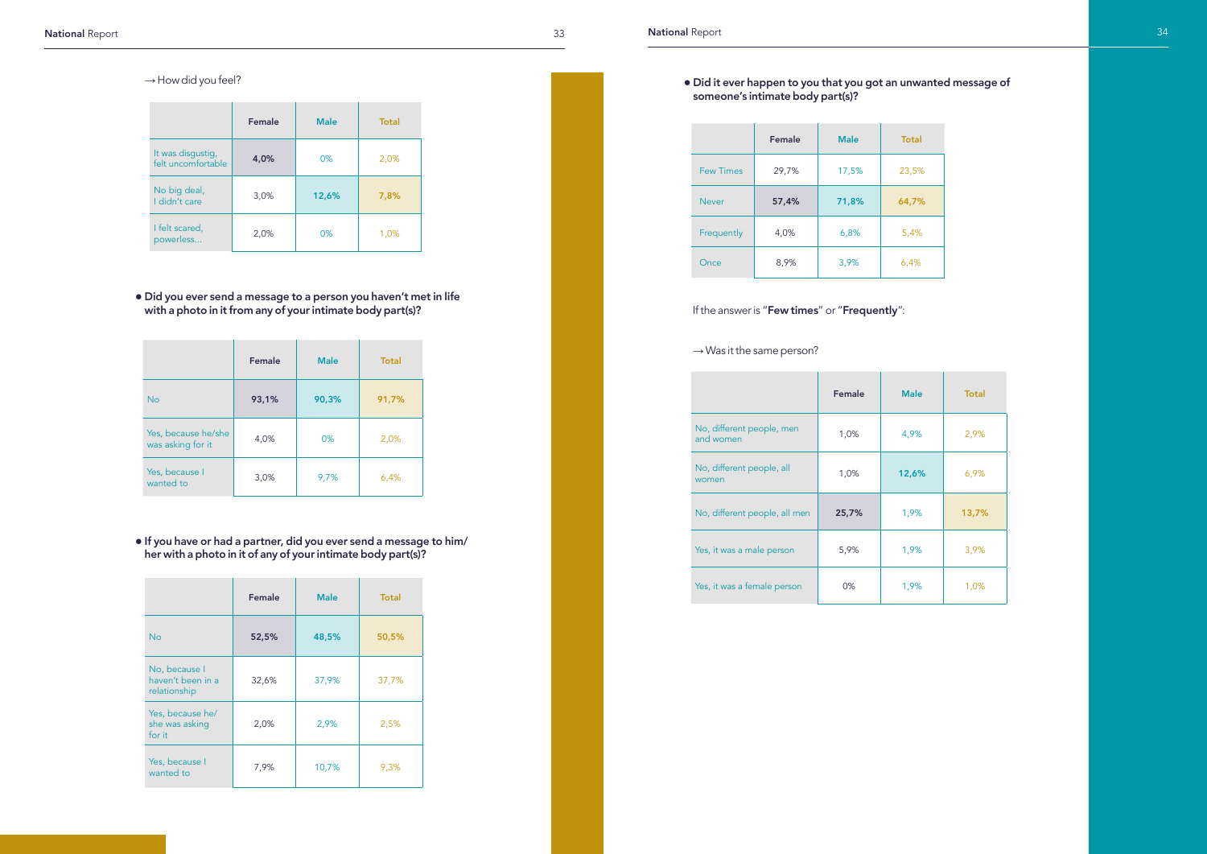→ How did you feel?

| | Female | Male | Total |
|---|---|---|---|
| It was disgustig, felt uncomfortable | **4,0%** | 0% | 2,0% |
| No big deal, I didn't care | 3,0% | **12,6%** | **7,8%** |
| I felt scared, powerless... | 2,0% | 0% | 1,0% |

- **Did you ever send a message to a person you haven't met in life with a photo in it from any of your intimate body part(s)?**

| | Female | Male | Total |
|---|---|---|---|
| No | **93,1%** | **90,3%** | **91,7%** |
| Yes, because he/she was asking for it | 4,0% | 0% | 2,0% |
| Yes, because I wanted to | 3,0% | 9,7% | 6,4% |

- **If you have or had a partner, did you ever send a message to him/her with a photo in it of any of your intimate body part(s)?**

| | Female | Male | Total |
|---|---|---|---|
| No | **52,5%** | **48,5%** | **50,5%** |
| No, because I haven't been in a relationship | 32,6% | 37,9% | 37,7% |
| Yes, because he/she was asking for it | 2,0% | 2,9% | 2,5% |
| Yes, because I wanted to | 7,9% | 10,7% | 9,3% |

- **Did it ever happen to you that you got an unwanted message of someone's intimate body part(s)?**

| | Female | Male | Total |
|---|---|---|---|
| Few Times | 29,7% | 17,5% | 23,5% |
| Never | **57,4%** | **71,8%** | **64,7%** |
| Frequently | 4,0% | 6,8% | 5,4% |
| Once | 8,9% | 3,9% | 6,4% |

If the answer is "**Few times**" or "**Frequently**":

→ Was it the same person?

| | Female | Male | Total |
|---|---|---|---|
| No, different people, men and women | 1,0% | 4,9% | 2,9% |
| No, different people, all women | 1,0% | **12,6%** | 6,9% |
| No, different people, all men | **25,7%** | 1,9% | **13,7%** |
| Yes, it was a male person | 5,9% | 1,9% | 3,9% |
| Yes, it was a female person | 0% | 1,9% | 1,0% |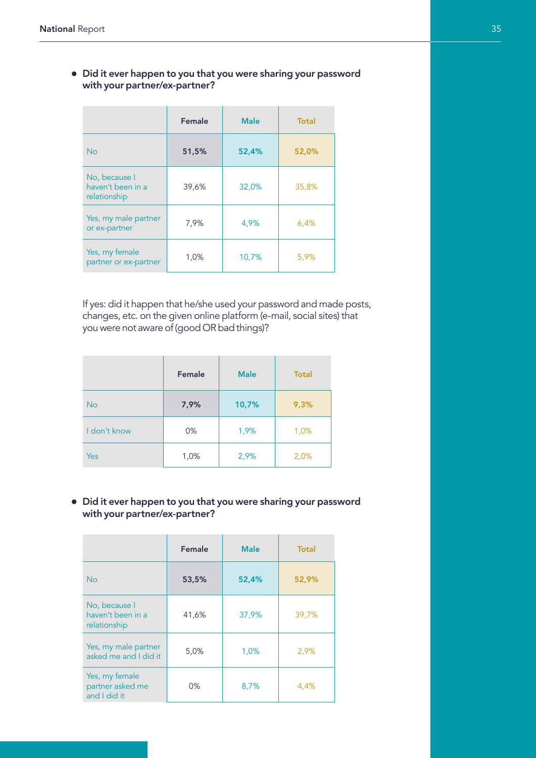- **Did it ever happen to you that you were sharing your password with your partner/ex-partner?**

| | Female | Male | Total |
|---|---|---|---|
| No | **51,5%** | **52,4%** | **52,0%** |
| No, because I haven't been in a relationship | 39,6% | 32,0% | 35,8% |
| Yes, my male partner or ex-partner | 7,9% | 4,9% | 6,4% |
| Yes, my female partner or ex-partner | 1,0% | 10,7% | 5,9% |

If yes: did it happen that he/she used your password and made posts, changes, etc. on the given online platform (e-mail, social sites) that you were not aware of (good OR bad things)?

| | Female | Male | Total |
|---|---|---|---|
| No | **7,9%** | **10,7%** | **9,3%** |
| I don't know | 0% | 1,9% | 1,0% |
| Yes | 1,0% | 2,9% | 2,0% |

- **Did it ever happen to you that you were sharing your password with your partner/ex-partner?**

| | Female | Male | Total |
|---|---|---|---|
| No | **53,5%** | **52,4%** | **52,9%** |
| No, because I haven't been in a relationship | 41,6% | 37,9% | 39,7% |
| Yes, my male partner asked me and I did it | 5,0% | 1,0% | 2,9% |
| Yes, my female partner asked me and I did it | 0% | 8,7% | 4,4% |